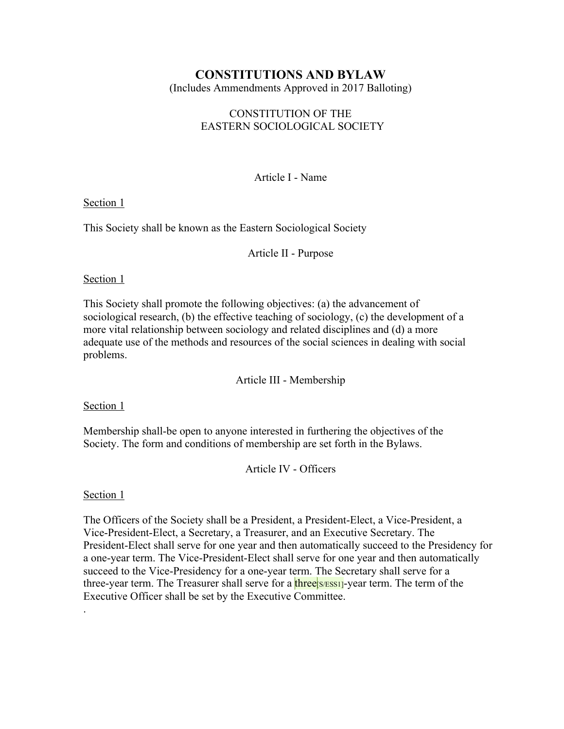# CONSTITUTIONS AND BYLAW

(Includes Ammendments Approved in 2017 Balloting)

CONSTITUTION OF THE
EASTERN SOCIOLOGICAL SOCIETY

## Article I - Name

Section 1

This Society shall be known as the Eastern Sociological Society

## Article II - Purpose

Section 1

This Society shall promote the following objectives: (a) the advancement of sociological research, (b) the effective teaching of sociology, (c) the development of a more vital relationship between sociology and related disciplines and (d) a more adequate use of the methods and resources of the social sciences in dealing with social problems.

## Article III - Membership

Section 1

Membership shall-be open to anyone interested in furthering the objectives of the Society. The form and conditions of membership are set forth in the Bylaws.

## Article IV - Officers

Section 1

The Officers of the Society shall be a President, a President-Elect, a Vice-President, a Vice-President-Elect, a Secretary, a Treasurer, and an Executive Secretary. The President-Elect shall serve for one year and then automatically succeed to the Presidency for a one-year term. The Vice-President-Elect shall serve for one year and then automatically succeed to the Vice-Presidency for a one-year term. The Secretary shall serve for a three-year term. The Treasurer shall serve for a three[S/ESS1]-year term. The term of the Executive Officer shall be set by the Executive Committee.

.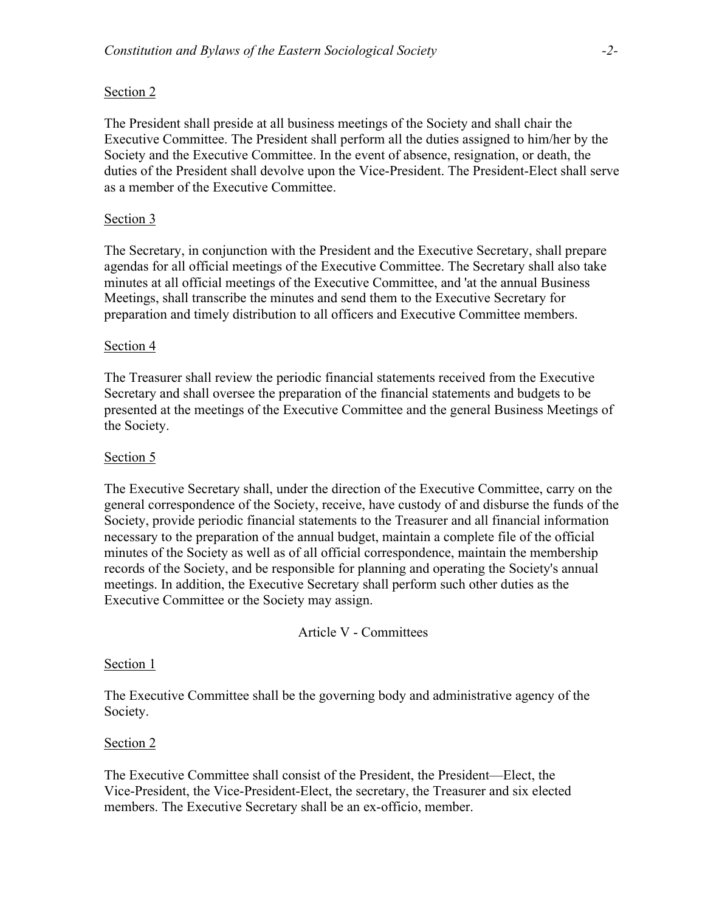Section 2

The President shall preside at all business meetings of the Society and shall chair the Executive Committee. The President shall perform all the duties assigned to him/her by the Society and the Executive Committee. In the event of absence, resignation, or death, the duties of the President shall devolve upon the Vice-President. The President-Elect shall serve as a member of the Executive Committee.

Section 3

The Secretary, in conjunction with the President and the Executive Secretary, shall prepare agendas for all official meetings of the Executive Committee. The Secretary shall also take minutes at all official meetings of the Executive Committee, and 'at the annual Business Meetings, shall transcribe the minutes and send them to the Executive Secretary for preparation and timely distribution to all officers and Executive Committee members.

Section 4

The Treasurer shall review the periodic financial statements received from the Executive Secretary and shall oversee the preparation of the financial statements and budgets to be presented at the meetings of the Executive Committee and the general Business Meetings of the Society.

Section 5

The Executive Secretary shall, under the direction of the Executive Committee, carry on the general correspondence of the Society, receive, have custody of and disburse the funds of the Society, provide periodic financial statements to the Treasurer and all financial information necessary to the preparation of the annual budget, maintain a complete file of the official minutes of the Society as well as of all official correspondence, maintain the membership records of the Society, and be responsible for planning and operating the Society's annual meetings. In addition, the Executive Secretary shall perform such other duties as the Executive Committee or the Society may assign.

## Article V - Committees

Section 1

The Executive Committee shall be the governing body and administrative agency of the Society.

Section 2

The Executive Committee shall consist of the President, the President—Elect, the Vice-President, the Vice-President-Elect, the secretary, the Treasurer and six elected members. The Executive Secretary shall be an ex-officio, member.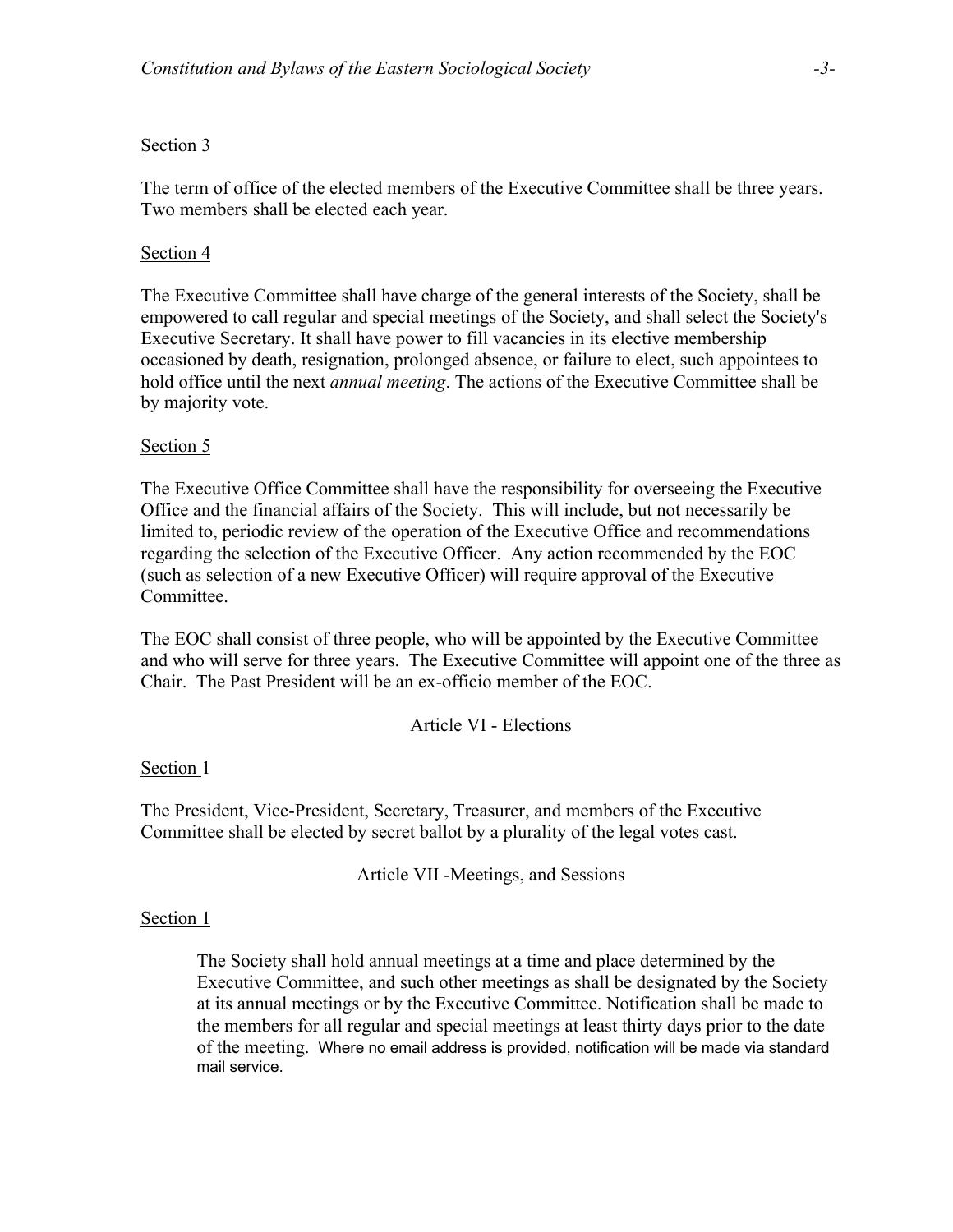Section 3

The term of office of the elected members of the Executive Committee shall be three years. Two members shall be elected each year.

Section 4

The Executive Committee shall have charge of the general interests of the Society, shall be empowered to call regular and special meetings of the Society, and shall select the Society's Executive Secretary. It shall have power to fill vacancies in its elective membership occasioned by death, resignation, prolonged absence, or failure to elect, such appointees to hold office until the next *annual meeting*. The actions of the Executive Committee shall be by majority vote.

Section 5

The Executive Office Committee shall have the responsibility for overseeing the Executive Office and the financial affairs of the Society. This will include, but not necessarily be limited to, periodic review of the operation of the Executive Office and recommendations regarding the selection of the Executive Officer. Any action recommended by the EOC (such as selection of a new Executive Officer) will require approval of the Executive Committee.

The EOC shall consist of three people, who will be appointed by the Executive Committee and who will serve for three years. The Executive Committee will appoint one of the three as Chair. The Past President will be an ex-officio member of the EOC.

## Article VI - Elections

Section 1

The President, Vice-President, Secretary, Treasurer, and members of the Executive Committee shall be elected by secret ballot by a plurality of the legal votes cast.

## Article VII -Meetings, and Sessions

Section 1

The Society shall hold annual meetings at a time and place determined by the Executive Committee, and such other meetings as shall be designated by the Society at its annual meetings or by the Executive Committee. Notification shall be made to the members for all regular and special meetings at least thirty days prior to the date of the meeting. Where no email address is provided, notification will be made via standard mail service.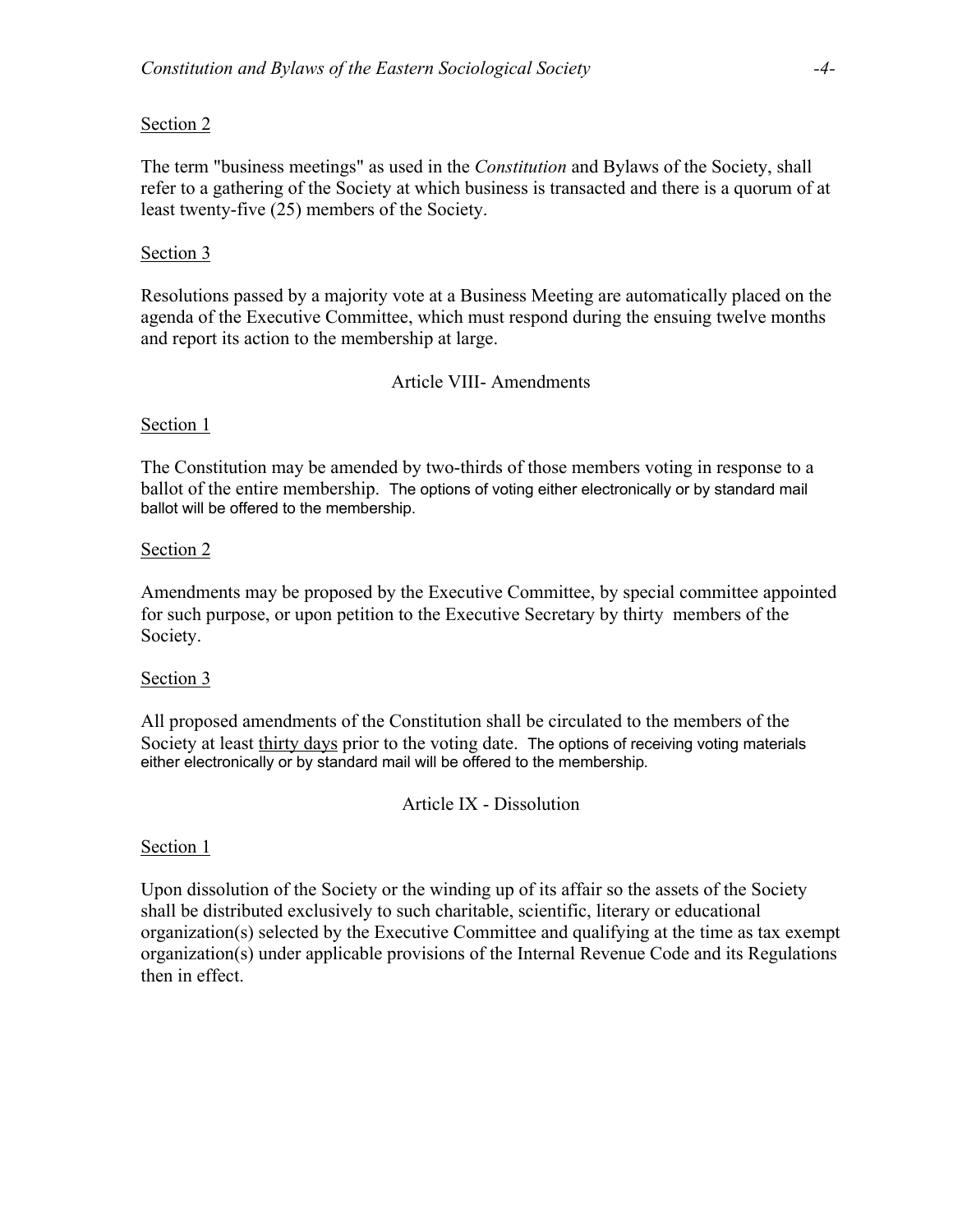Section 2

The term "business meetings" as used in the *Constitution* and Bylaws of the Society, shall refer to a gathering of the Society at which business is transacted and there is a quorum of at least twenty-five (25) members of the Society.

Section 3

Resolutions passed by a majority vote at a Business Meeting are automatically placed on the agenda of the Executive Committee, which must respond during the ensuing twelve months and report its action to the membership at large.

## Article VIII- Amendments

Section 1

The Constitution may be amended by two-thirds of those members voting in response to a ballot of the entire membership. The options of voting either electronically or by standard mail ballot will be offered to the membership.

Section 2

Amendments may be proposed by the Executive Committee, by special committee appointed for such purpose, or upon petition to the Executive Secretary by thirty members of the Society.

Section 3

All proposed amendments of the Constitution shall be circulated to the members of the Society at least thirty days prior to the voting date. The options of receiving voting materials either electronically or by standard mail will be offered to the membership.

## Article IX - Dissolution

Section 1

Upon dissolution of the Society or the winding up of its affair so the assets of the Society shall be distributed exclusively to such charitable, scientific, literary or educational organization(s) selected by the Executive Committee and qualifying at the time as tax exempt organization(s) under applicable provisions of the Internal Revenue Code and its Regulations then in effect.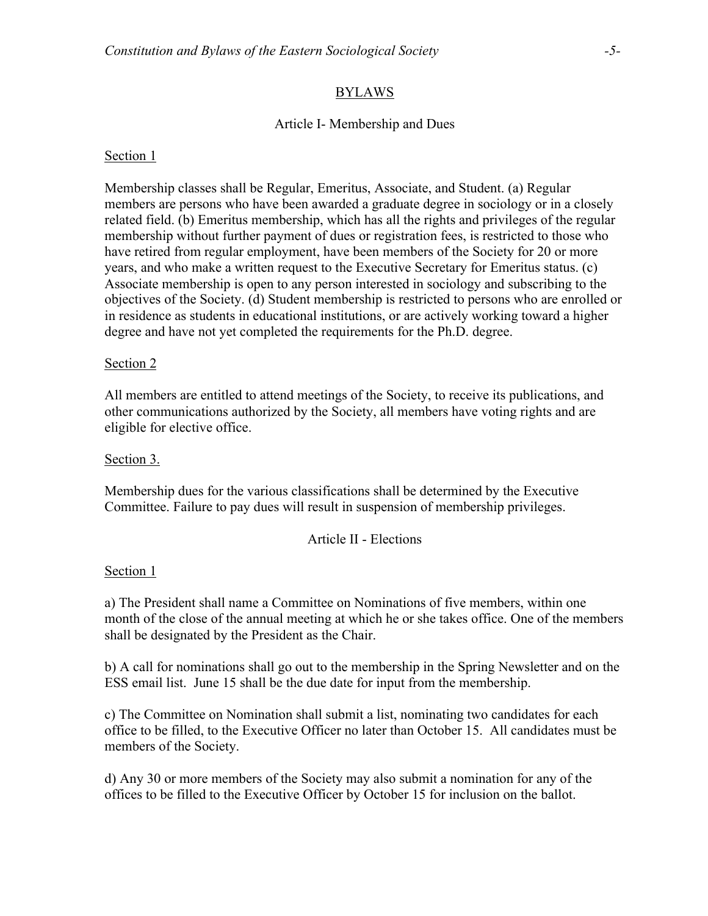# BYLAWS

## Article I- Membership and Dues

Section 1

Membership classes shall be Regular, Emeritus, Associate, and Student. (a) Regular members are persons who have been awarded a graduate degree in sociology or in a closely related field. (b) Emeritus membership, which has all the rights and privileges of the regular membership without further payment of dues or registration fees, is restricted to those who have retired from regular employment, have been members of the Society for 20 or more years, and who make a written request to the Executive Secretary for Emeritus status. (c) Associate membership is open to any person interested in sociology and subscribing to the objectives of the Society. (d) Student membership is restricted to persons who are enrolled or in residence as students in educational institutions, or are actively working toward a higher degree and have not yet completed the requirements for the Ph.D. degree.

Section 2

All members are entitled to attend meetings of the Society, to receive its publications, and other communications authorized by the Society, all members have voting rights and are eligible for elective office.

Section 3.

Membership dues for the various classifications shall be determined by the Executive Committee. Failure to pay dues will result in suspension of membership privileges.

## Article II - Elections

Section 1

a) The President shall name a Committee on Nominations of five members, within one month of the close of the annual meeting at which he or she takes office. One of the members shall be designated by the President as the Chair.

b) A call for nominations shall go out to the membership in the Spring Newsletter and on the ESS email list. June 15 shall be the due date for input from the membership.

c) The Committee on Nomination shall submit a list, nominating two candidates for each office to be filled, to the Executive Officer no later than October 15. All candidates must be members of the Society.

d) Any 30 or more members of the Society may also submit a nomination for any of the offices to be filled to the Executive Officer by October 15 for inclusion on the ballot.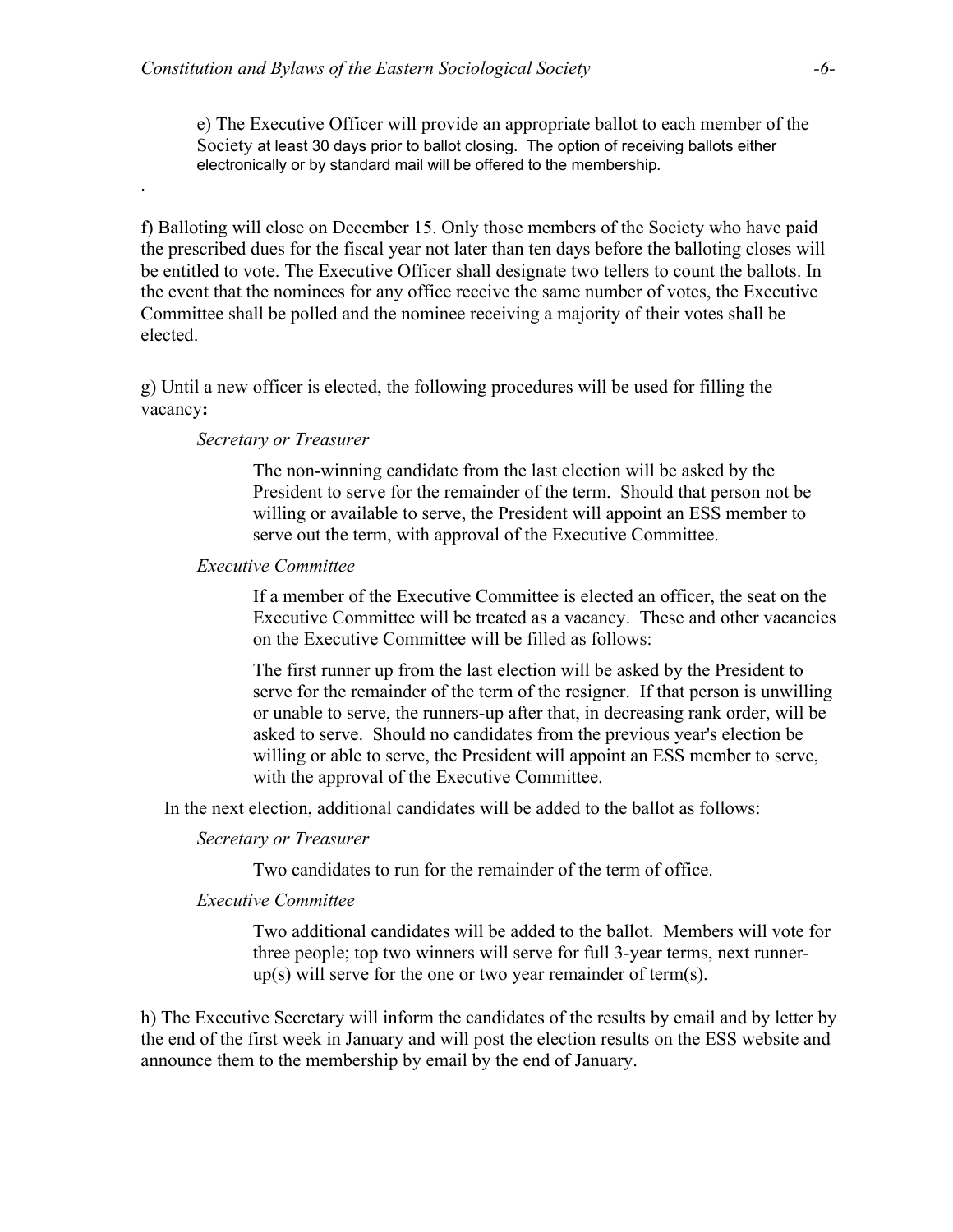e) The Executive Officer will provide an appropriate ballot to each member of the Society at least 30 days prior to ballot closing. The option of receiving ballots either electronically or by standard mail will be offered to the membership.

.

f) Balloting will close on December 15. Only those members of the Society who have paid the prescribed dues for the fiscal year not later than ten days before the balloting closes will be entitled to vote. The Executive Officer shall designate two tellers to count the ballots. In the event that the nominees for any office receive the same number of votes, the Executive Committee shall be polled and the nominee receiving a majority of their votes shall be elected.

g) Until a new officer is elected, the following procedures will be used for filling the vacancy**:**

*Secretary or Treasurer*

The non-winning candidate from the last election will be asked by the President to serve for the remainder of the term. Should that person not be willing or available to serve, the President will appoint an ESS member to serve out the term, with approval of the Executive Committee.

*Executive Committee*

If a member of the Executive Committee is elected an officer, the seat on the Executive Committee will be treated as a vacancy. These and other vacancies on the Executive Committee will be filled as follows:

The first runner up from the last election will be asked by the President to serve for the remainder of the term of the resigner. If that person is unwilling or unable to serve, the runners-up after that, in decreasing rank order, will be asked to serve. Should no candidates from the previous year's election be willing or able to serve, the President will appoint an ESS member to serve, with the approval of the Executive Committee.

In the next election, additional candidates will be added to the ballot as follows:

*Secretary or Treasurer*

Two candidates to run for the remainder of the term of office.

*Executive Committee*

Two additional candidates will be added to the ballot. Members will vote for three people; top two winners will serve for full 3-year terms, next runner-up(s) will serve for the one or two year remainder of term(s).

h) The Executive Secretary will inform the candidates of the results by email and by letter by the end of the first week in January and will post the election results on the ESS website and announce them to the membership by email by the end of January.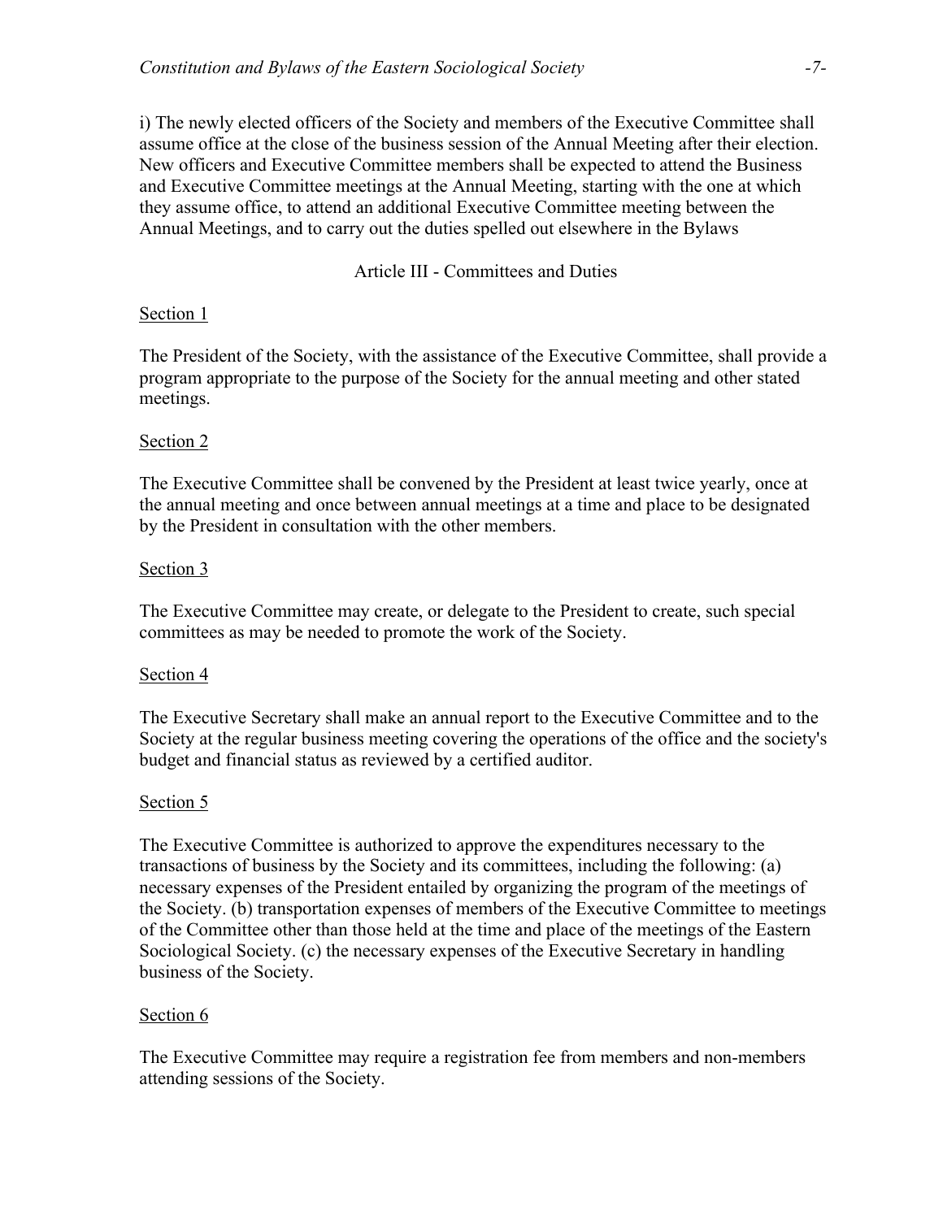i) The newly elected officers of the Society and members of the Executive Committee shall assume office at the close of the business session of the Annual Meeting after their election. New officers and Executive Committee members shall be expected to attend the Business and Executive Committee meetings at the Annual Meeting, starting with the one at which they assume office, to attend an additional Executive Committee meeting between the Annual Meetings, and to carry out the duties spelled out elsewhere in the Bylaws

## Article III - Committees and Duties

Section 1

The President of the Society, with the assistance of the Executive Committee, shall provide a program appropriate to the purpose of the Society for the annual meeting and other stated meetings.

Section 2

The Executive Committee shall be convened by the President at least twice yearly, once at the annual meeting and once between annual meetings at a time and place to be designated by the President in consultation with the other members.

Section 3

The Executive Committee may create, or delegate to the President to create, such special committees as may be needed to promote the work of the Society.

Section 4

The Executive Secretary shall make an annual report to the Executive Committee and to the Society at the regular business meeting covering the operations of the office and the society's budget and financial status as reviewed by a certified auditor.

Section 5

The Executive Committee is authorized to approve the expenditures necessary to the transactions of business by the Society and its committees, including the following: (a) necessary expenses of the President entailed by organizing the program of the meetings of the Society. (b) transportation expenses of members of the Executive Committee to meetings of the Committee other than those held at the time and place of the meetings of the Eastern Sociological Society. (c) the necessary expenses of the Executive Secretary in handling business of the Society.

Section 6

The Executive Committee may require a registration fee from members and non-members attending sessions of the Society.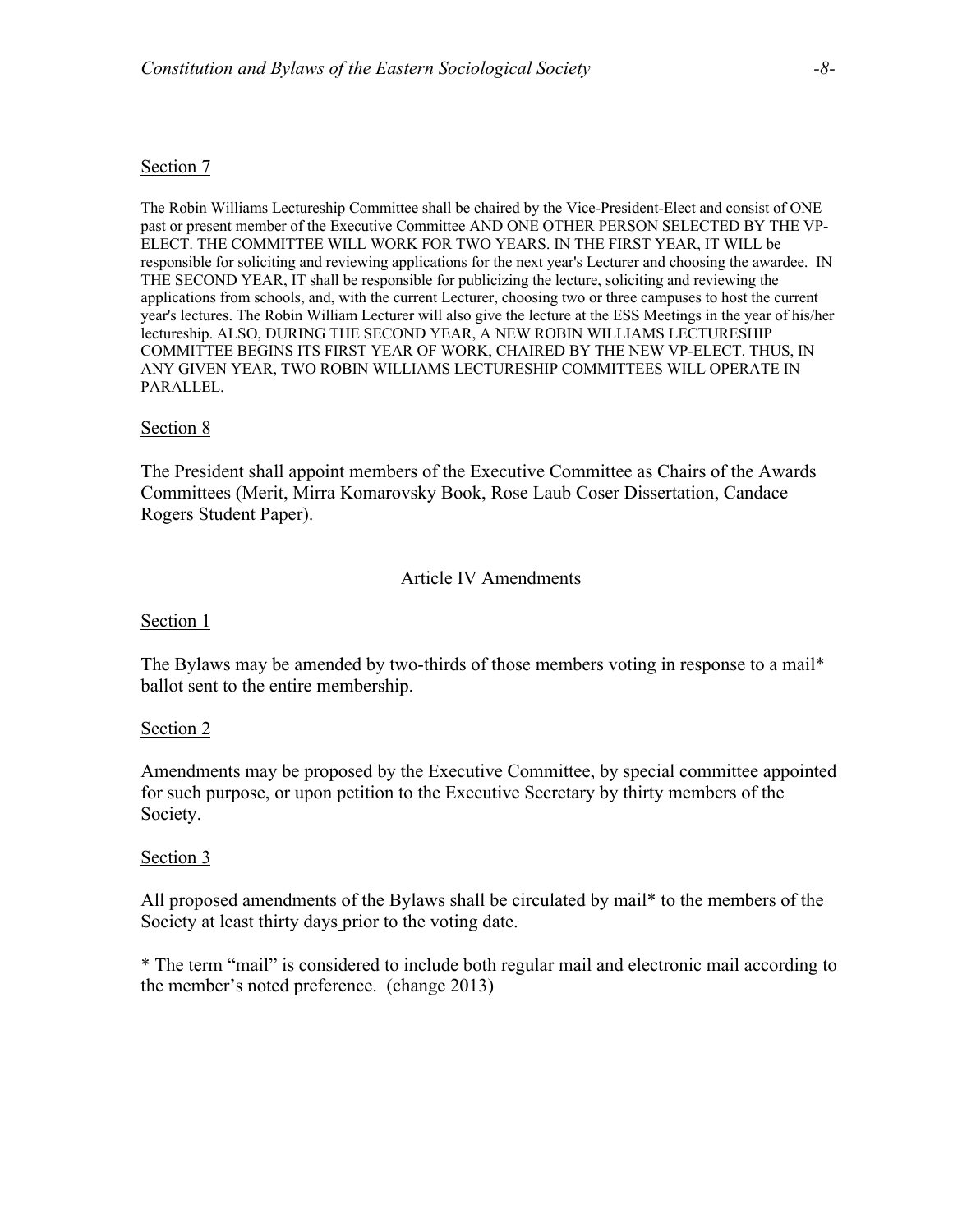Section 7

The Robin Williams Lectureship Committee shall be chaired by the Vice-President-Elect and consist of ONE past or present member of the Executive Committee AND ONE OTHER PERSON SELECTED BY THE VP-ELECT. THE COMMITTEE WILL WORK FOR TWO YEARS. IN THE FIRST YEAR, IT WILL be responsible for soliciting and reviewing applications for the next year's Lecturer and choosing the awardee. IN THE SECOND YEAR, IT shall be responsible for publicizing the lecture, soliciting and reviewing the applications from schools, and, with the current Lecturer, choosing two or three campuses to host the current year's lectures. The Robin William Lecturer will also give the lecture at the ESS Meetings in the year of his/her lectureship. ALSO, DURING THE SECOND YEAR, A NEW ROBIN WILLIAMS LECTURESHIP COMMITTEE BEGINS ITS FIRST YEAR OF WORK, CHAIRED BY THE NEW VP-ELECT. THUS, IN ANY GIVEN YEAR, TWO ROBIN WILLIAMS LECTURESHIP COMMITTEES WILL OPERATE IN PARALLEL.

Section 8

The President shall appoint members of the Executive Committee as Chairs of the Awards Committees (Merit, Mirra Komarovsky Book, Rose Laub Coser Dissertation, Candace Rogers Student Paper).

## Article IV Amendments

Section 1

The Bylaws may be amended by two-thirds of those members voting in response to a mail* ballot sent to the entire membership.

Section 2

Amendments may be proposed by the Executive Committee, by special committee appointed for such purpose, or upon petition to the Executive Secretary by thirty members of the Society.

Section 3

All proposed amendments of the Bylaws shall be circulated by mail* to the members of the Society at least thirty days prior to the voting date.

* The term "mail" is considered to include both regular mail and electronic mail according to the member's noted preference. (change 2013)